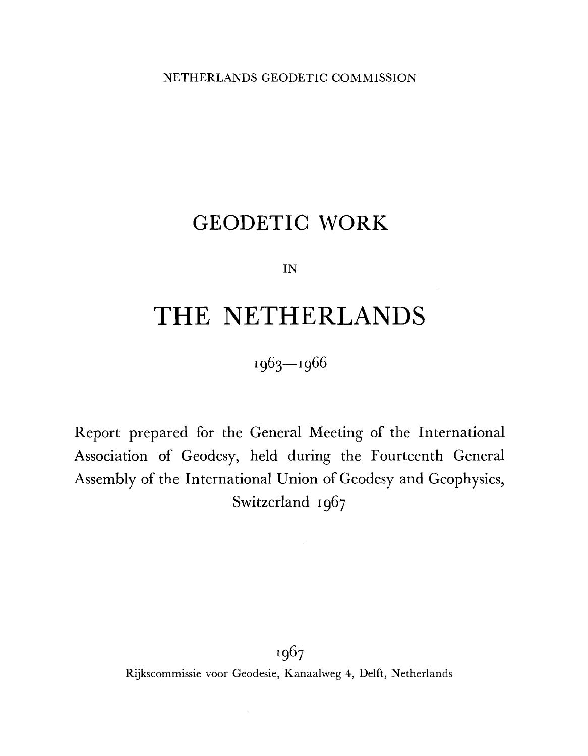NETHERLANDS GEODETIC COMMISSION

# GEODETIC WORK

IN

# THE NETHERLANDS

1963—1966

Report prepared for the General Meeting of the International Association of Geodesy, held during the Fourteenth General Assembly of the International Union of Geodesy and Geophysics, Switzerland 1967

1967

Rijkscommissie voor Geodesie, Kanaalweg 4, Delft, Netherlands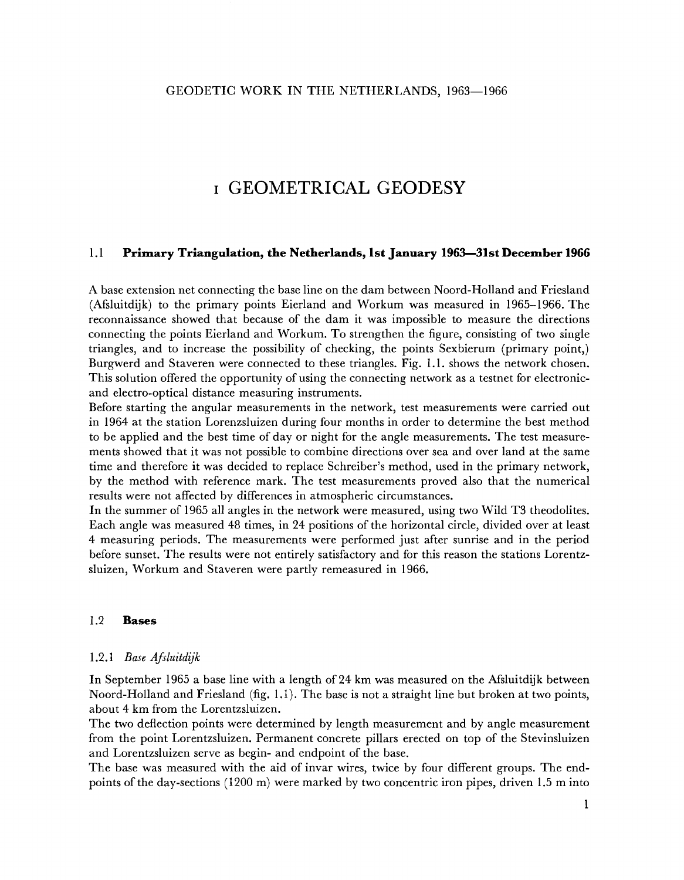# I GEOMETRICAL GEODESY

## 1.1 Primary Triangulation, the Netherlands, 1st January 1963—31st December 1966

A base extension net connecting the base line on the dam between Noord-Holland and Friesland (Afsluitdijk) to the primary points Eierland and Workum was measured in 1965–1966. The reconnaissance showed that because of the dam it was impossible to measure the directions connecting the points Eierland and Workum. To strengthen the figure, consisting of two single triangles, and to increase the possibility of checking, the points Sexbierum (primary point,) Burgwerd and Staveren were connected to these triangles. Fig. 1.1. shows the network chosen. This solution offered the opportunity of using the connecting network as a testnet for electronic- and electro-optical distance measuring instruments.

Before starting the angular measurements in the network, test measurements were carried out in 1964 at the station Lorenzsluizen during four months in order to determine the best method to be applied and the best time of day or night for the angle measurements. The test measurements showed that it was not possible to combine directions over sea and over land at the same time and therefore it was decided to replace Schreiber's method, used in the primary network, by the method with reference mark. The test measurements proved also that the numerical results were not affected by differences in atmospheric circumstances.

In the summer of 1965 all angles in the network were measured, using two Wild T3 theodolites. Each angle was measured 48 times, in 24 positions of the horizontal circle, divided over at least 4 measuring periods. The measurements were performed just after sunrise and in the period before sunset. The results were not entirely satisfactory and for this reason the stations Lorentzsluizen, Workum and Staveren were partly remeasured in 1966.

## 1.2 Bases

### 1.2.1 *Base Afsluitdijk*

In September 1965 a base line with a length of 24 km was measured on the Afsluitdijk between Noord-Holland and Friesland (fig. 1.1). The base is not a straight line but broken at two points, about 4 km from the Lorentzsluizen.

The two deflection points were determined by length measurement and by angle measurement from the point Lorentzsluizen. Permanent concrete pillars erected on top of the Stevinsluizen and Lorentzsluizen serve as begin- and endpoint of the base.

The base was measured with the aid of invar wires, twice by four different groups. The endpoints of the day-sections (1200 m) were marked by two concentric iron pipes, driven 1.5 m into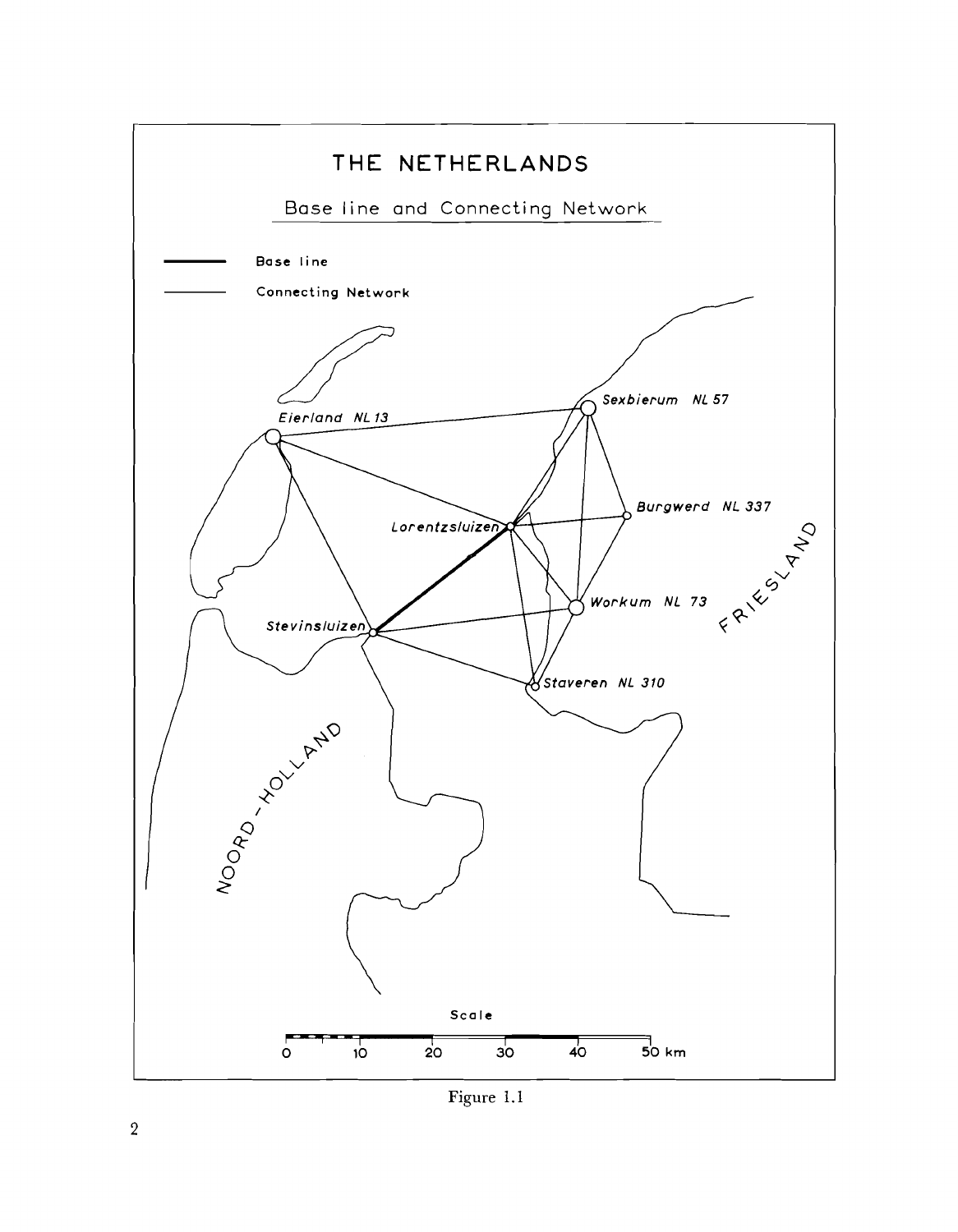# THE NETHERLANDS

Base line and Connecting Network

Base line

Connecting Network

Eierland NL 13

Sexbierum NL 57

Burgwerd NL 337

Lorentzsluizen

Workum NL 73

Stevinsluizen

Staveren NL 310

FRIESLAND

NOORD-HOLLAND

Scale

0 10 20 30 40 50 km

Figure 1.1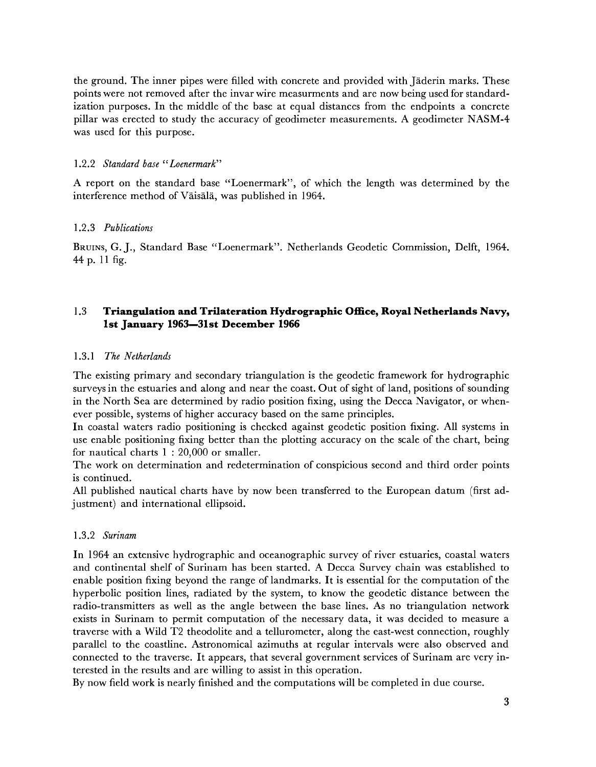the ground. The inner pipes were filled with concrete and provided with Jäderin marks. These points were not removed after the invar wire measurments and are now being used for standardization purposes. In the middle of the base at equal distances from the endpoints a concrete pillar was erected to study the accuracy of geodimeter measurements. A geodimeter NASM-4 was used for this purpose.

#### 1.2.2 *Standard base "Loenermark"*

A report on the standard base "Loenermark", of which the length was determined by the interference method of Väisälä, was published in 1964.

#### 1.2.3 *Publications*

Bruins, G. J., Standard Base "Loenermark". Netherlands Geodetic Commission, Delft, 1964. 44 p. 11 fig.

### 1.3 **Triangulation and Trilateration Hydrographic Office, Royal Netherlands Navy, 1st January 1963—31st December 1966**

#### 1.3.1 *The Netherlands*

The existing primary and secondary triangulation is the geodetic framework for hydrographic surveys in the estuaries and along and near the coast. Out of sight of land, positions of sounding in the North Sea are determined by radio position fixing, using the Decca Navigator, or whenever possible, systems of higher accuracy based on the same principles.
In coastal waters radio positioning is checked against geodetic position fixing. All systems in use enable positioning fixing better than the plotting accuracy on the scale of the chart, being for nautical charts 1 : 20,000 or smaller.
The work on determination and redetermination of conspicious second and third order points is continued.
All published nautical charts have by now been transferred to the European datum (first adjustment) and international ellipsoid.

#### 1.3.2 *Surinam*

In 1964 an extensive hydrographic and oceanographic survey of river estuaries, coastal waters and continental shelf of Surinam has been started. A Decca Survey chain was established to enable position fixing beyond the range of landmarks. It is essential for the computation of the hyperbolic position lines, radiated by the system, to know the geodetic distance between the radio-transmitters as well as the angle between the base lines. As no triangulation network exists in Surinam to permit computation of the necessary data, it was decided to measure a traverse with a Wild T2 theodolite and a tellurometer, along the east-west connection, roughly parallel to the coastline. Astronomical azimuths at regular intervals were also observed and connected to the traverse. It appears, that several government services of Surinam are very interested in the results and are willing to assist in this operation.
By now field work is nearly finished and the computations will be completed in due course.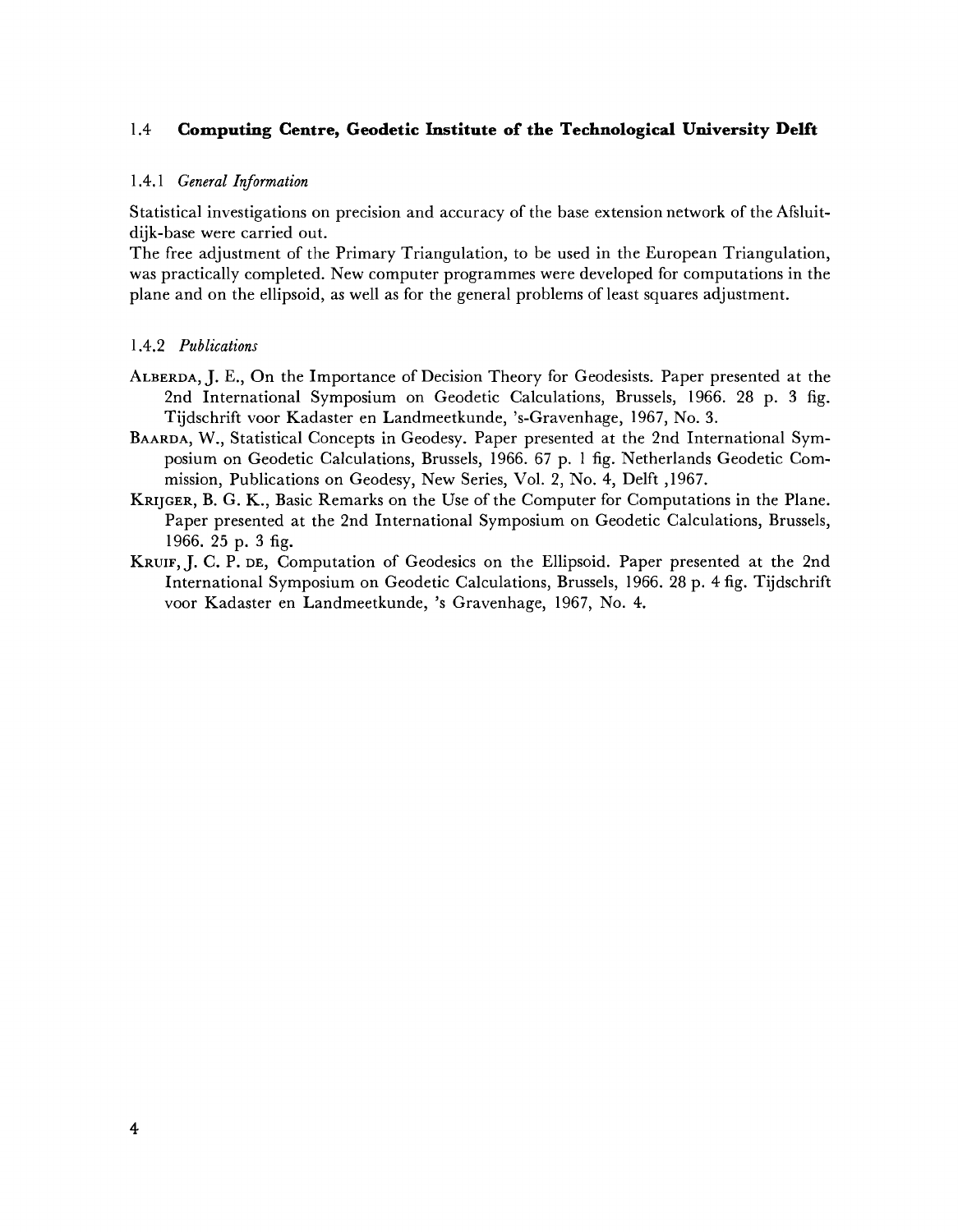## 1.4 **Computing Centre, Geodetic Institute of the Technological University Delft**

### 1.4.1 *General Information*

Statistical investigations on precision and accuracy of the base extension network of the Afsluitdijk-base were carried out.

The free adjustment of the Primary Triangulation, to be used in the European Triangulation, was practically completed. New computer programmes were developed for computations in the plane and on the ellipsoid, as well as for the general problems of least squares adjustment.

### 1.4.2 *Publications*

ALBERDA, J. E., On the Importance of Decision Theory for Geodesists. Paper presented at the 2nd International Symposium on Geodetic Calculations, Brussels, 1966. 28 p. 3 fig. Tijdschrift voor Kadaster en Landmeetkunde, 's-Gravenhage, 1967, No. 3.

BAARDA, W., Statistical Concepts in Geodesy. Paper presented at the 2nd International Symposium on Geodetic Calculations, Brussels, 1966. 67 p. 1 fig. Netherlands Geodetic Commission, Publications on Geodesy, New Series, Vol. 2, No. 4, Delft ,1967.

KRIJGER, B. G. K., Basic Remarks on the Use of the Computer for Computations in the Plane. Paper presented at the 2nd International Symposium on Geodetic Calculations, Brussels, 1966. 25 p. 3 fig.

KRUIF, J. C. P. DE, Computation of Geodesics on the Ellipsoid. Paper presented at the 2nd International Symposium on Geodetic Calculations, Brussels, 1966. 28 p. 4 fig. Tijdschrift voor Kadaster en Landmeetkunde, 's Gravenhage, 1967, No. 4.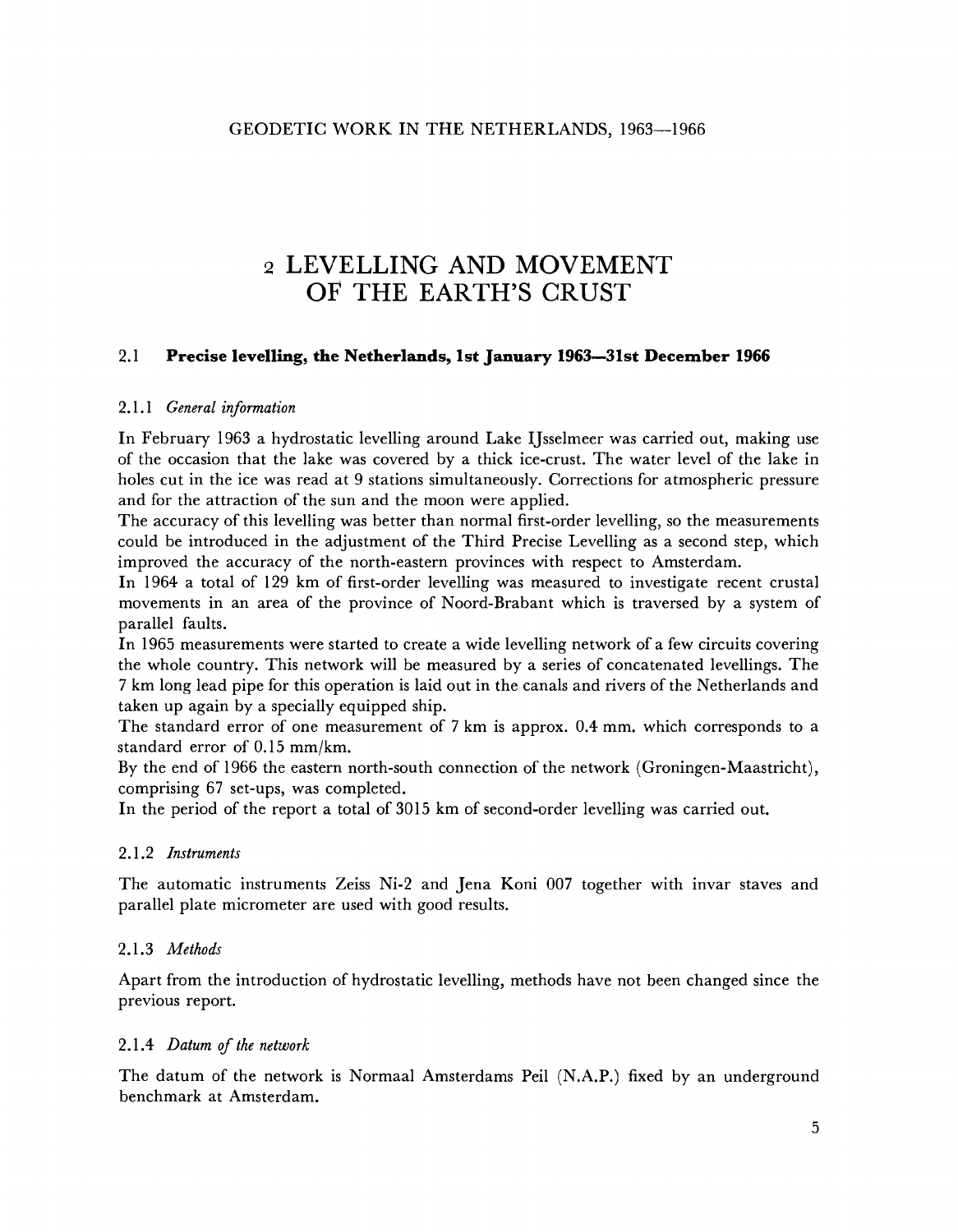# 2 LEVELLING AND MOVEMENT OF THE EARTH'S CRUST

## 2.1 **Precise levelling, the Netherlands, 1st January 1963—31st December 1966**

### 2.1.1 *General information*

In February 1963 a hydrostatic levelling around Lake IJsselmeer was carried out, making use of the occasion that the lake was covered by a thick ice-crust. The water level of the lake in holes cut in the ice was read at 9 stations simultaneously. Corrections for atmospheric pressure and for the attraction of the sun and the moon were applied.

The accuracy of this levelling was better than normal first-order levelling, so the measurements could be introduced in the adjustment of the Third Precise Levelling as a second step, which improved the accuracy of the north-eastern provinces with respect to Amsterdam.

In 1964 a total of 129 km of first-order levelling was measured to investigate recent crustal movements in an area of the province of Noord-Brabant which is traversed by a system of parallel faults.

In 1965 measurements were started to create a wide levelling network of a few circuits covering the whole country. This network will be measured by a series of concatenated levellings. The 7 km long lead pipe for this operation is laid out in the canals and rivers of the Netherlands and taken up again by a specially equipped ship.

The standard error of one measurement of 7 km is approx. 0.4 mm. which corresponds to a standard error of 0.15 mm/km.

By the end of 1966 the eastern north-south connection of the network (Groningen-Maastricht), comprising 67 set-ups, was completed.

In the period of the report a total of 3015 km of second-order levelling was carried out.

### 2.1.2 *Instruments*

The automatic instruments Zeiss Ni-2 and Jena Koni 007 together with invar staves and parallel plate micrometer are used with good results.

### 2.1.3 *Methods*

Apart from the introduction of hydrostatic levelling, methods have not been changed since the previous report.

### 2.1.4 *Datum of the network*

The datum of the network is Normaal Amsterdams Peil (N.A.P.) fixed by an underground benchmark at Amsterdam.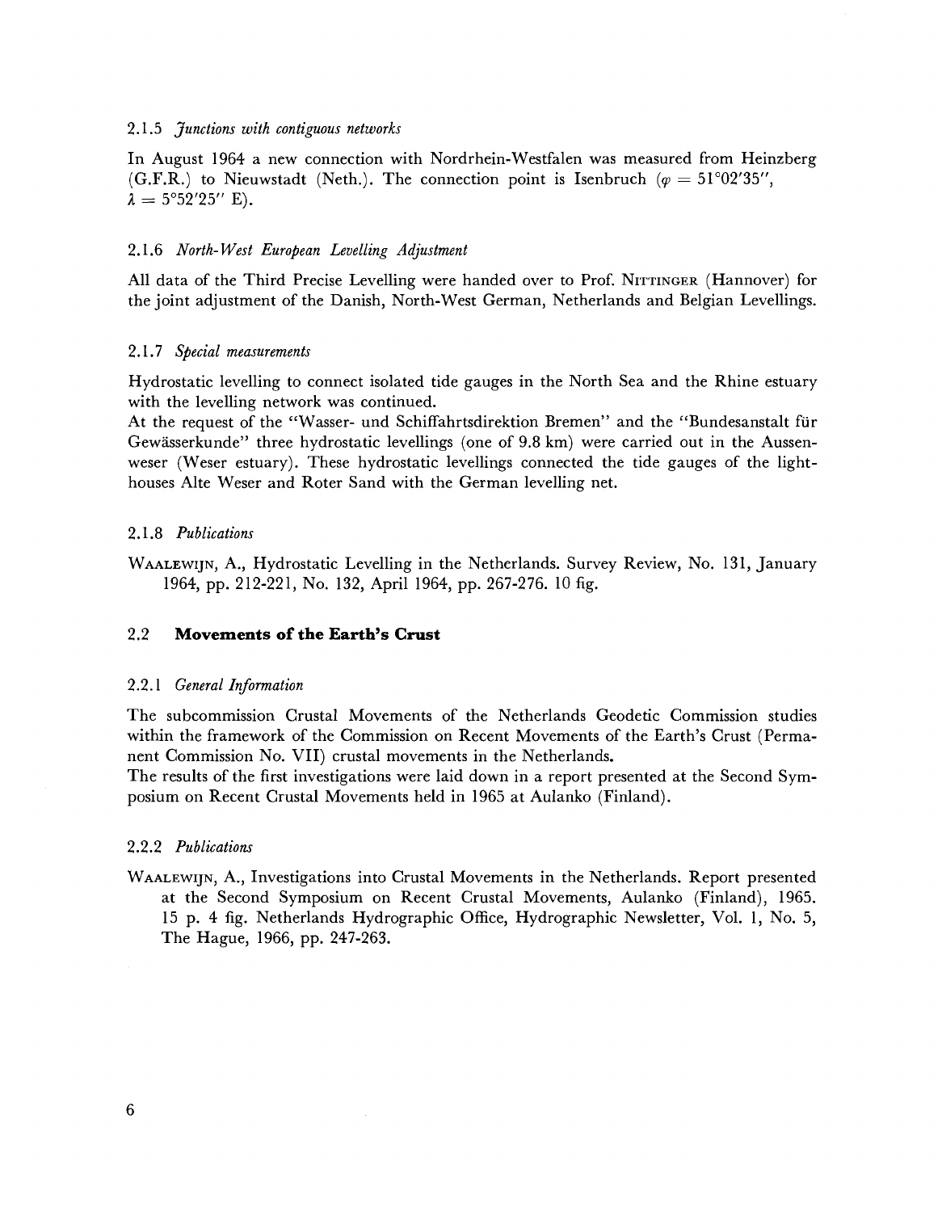#### 2.1.5 *Junctions with contiguous networks*

In August 1964 a new connection with Nordrhein-Westfalen was measured from Heinzberg (G.F.R.) to Nieuwstadt (Neth.). The connection point is Isenbruch ($\varphi = 51°02'35''$, $\lambda = 5°52'25''$ E).

#### 2.1.6 *North-West European Levelling Adjustment*

All data of the Third Precise Levelling were handed over to Prof. NITTINGER (Hannover) for the joint adjustment of the Danish, North-West German, Netherlands and Belgian Levellings.

#### 2.1.7 *Special measurements*

Hydrostatic levelling to connect isolated tide gauges in the North Sea and the Rhine estuary with the levelling network was continued.
At the request of the "Wasser- und Schiffahrtsdirektion Bremen" and the "Bundesanstalt für Gewässerkunde" three hydrostatic levellings (one of 9.8 km) were carried out in the Aussenweser (Weser estuary). These hydrostatic levellings connected the tide gauges of the lighthouses Alte Weser and Roter Sand with the German levelling net.

#### 2.1.8 *Publications*

WAALEWIJN, A., Hydrostatic Levelling in the Netherlands. Survey Review, No. 131, January 1964, pp. 212-221, No. 132, April 1964, pp. 267-276. 10 fig.

### 2.2 **Movements of the Earth's Crust**

#### 2.2.1 *General Information*

The subcommission Crustal Movements of the Netherlands Geodetic Commission studies within the framework of the Commission on Recent Movements of the Earth's Crust (Permanent Commission No. VII) crustal movements in the Netherlands.
The results of the first investigations were laid down in a report presented at the Second Symposium on Recent Crustal Movements held in 1965 at Aulanko (Finland).

#### 2.2.2 *Publications*

WAALEWIJN, A., Investigations into Crustal Movements in the Netherlands. Report presented at the Second Symposium on Recent Crustal Movements, Aulanko (Finland), 1965. 15 p. 4 fig. Netherlands Hydrographic Office, Hydrographic Newsletter, Vol. 1, No. 5, The Hague, 1966, pp. 247-263.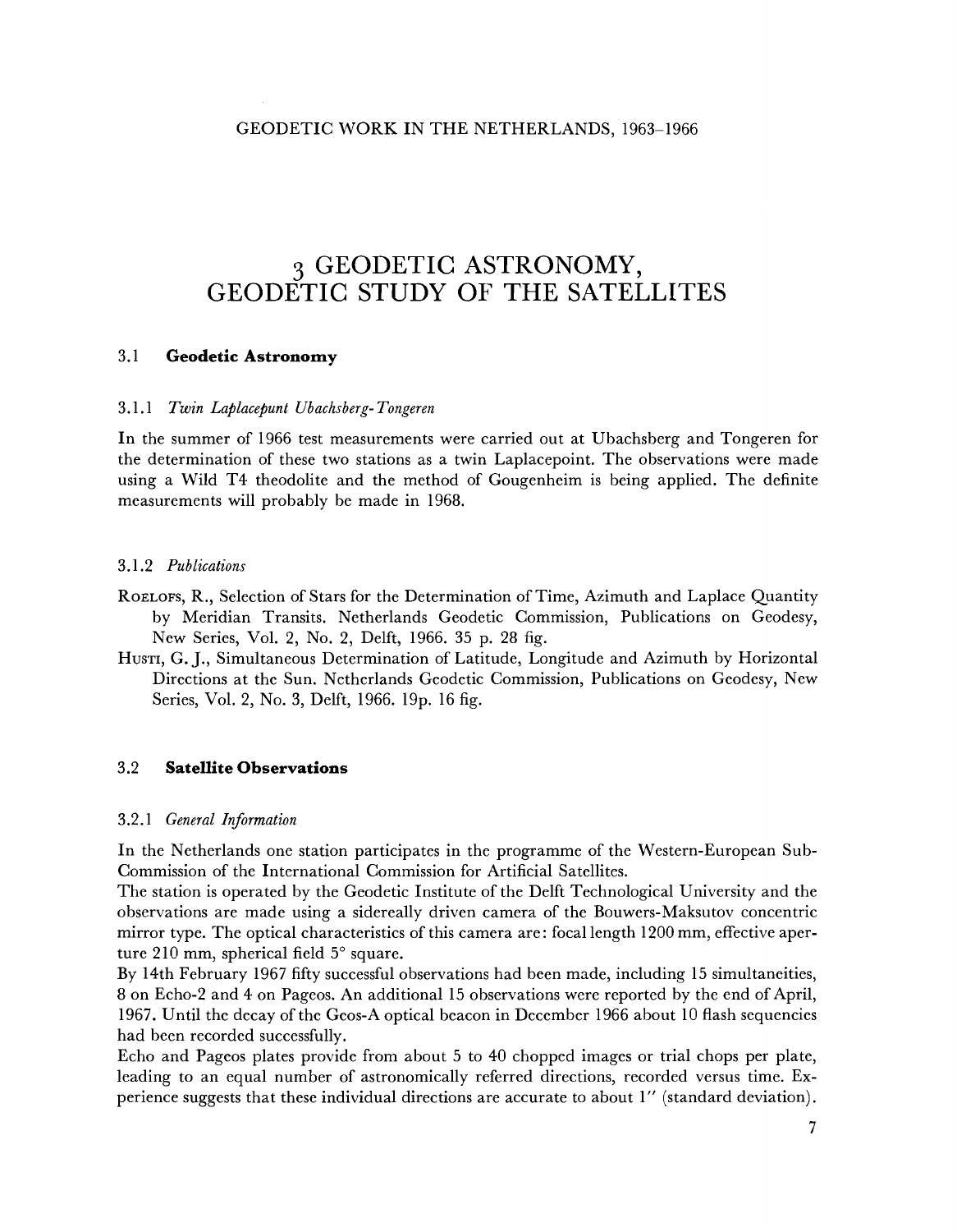# 3 GEODETIC ASTRONOMY, GEODETIC STUDY OF THE SATELLITES

## 3.1 **Geodetic Astronomy**

### 3.1.1 *Twin Laplacepunt Ubachsberg-Tongeren*

In the summer of 1966 test measurements were carried out at Ubachsberg and Tongeren for the determination of these two stations as a twin Laplacepoint. The observations were made using a Wild T4 theodolite and the method of Gougenheim is being applied. The definite measurements will probably be made in 1968.

### 3.1.2 *Publications*

ROELOFS, R., Selection of Stars for the Determination of Time, Azimuth and Laplace Quantity by Meridian Transits. Netherlands Geodetic Commission, Publications on Geodesy, New Series, Vol. 2, No. 2, Delft, 1966. 35 p. 28 fig.

HUSTI, G. J., Simultaneous Determination of Latitude, Longitude and Azimuth by Horizontal Directions at the Sun. Netherlands Geodetic Commission, Publications on Geodesy, New Series, Vol. 2, No. 3, Delft, 1966. 19p. 16 fig.

## 3.2 **Satellite Observations**

### 3.2.1 *General Information*

In the Netherlands one station participates in the programme of the Western-European Sub-Commission of the International Commission for Artificial Satellites.

The station is operated by the Geodetic Institute of the Delft Technological University and the observations are made using a sidereally driven camera of the Bouwers-Maksutov concentric mirror type. The optical characteristics of this camera are: focal length 1200 mm, effective aperture 210 mm, spherical field 5° square.

By 14th February 1967 fifty successful observations had been made, including 15 simultaneities, 8 on Echo-2 and 4 on Pageos. An additional 15 observations were reported by the end of April, 1967. Until the decay of the Geos-A optical beacon in December 1966 about 10 flash sequencies had been recorded successfully.

Echo and Pageos plates provide from about 5 to 40 chopped images or trial chops per plate, leading to an equal number of astronomically referred directions, recorded versus time. Experience suggests that these individual directions are accurate to about 1″ (standard deviation).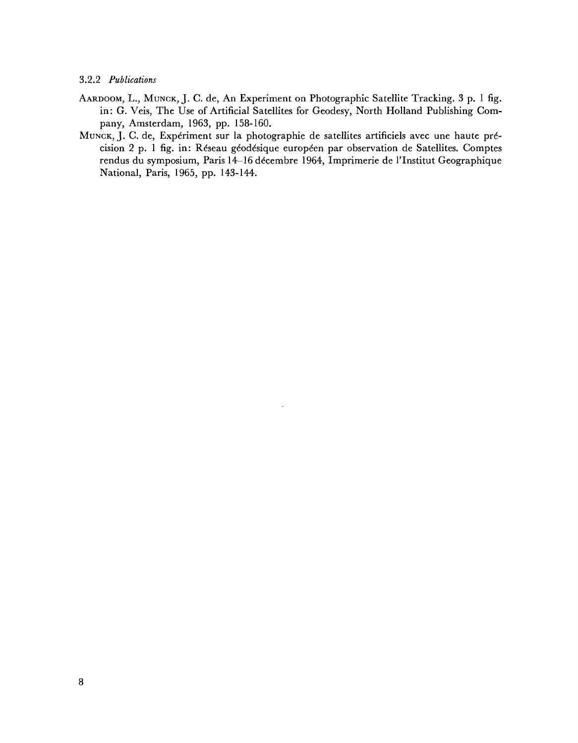### 3.2.2 *Publications*

AARDOOM, L., MUNCK, J. C. de, An Experiment on Photographic Satellite Tracking. 3 p. 1 fig. in: G. Veis, The Use of Artificial Satellites for Geodesy, North Holland Publishing Company, Amsterdam, 1963, pp. 158-160.

MUNCK, J. C. de, Expériment sur la photographie de satellites artificiels avec une haute précision 2 p. 1 fig. in: Réseau géodésique européen par observation de Satellites. Comptes rendus du symposium, Paris 14–16 décembre 1964, Imprimerie de l'Institut Geographique National, Paris, 1965, pp. 143-144.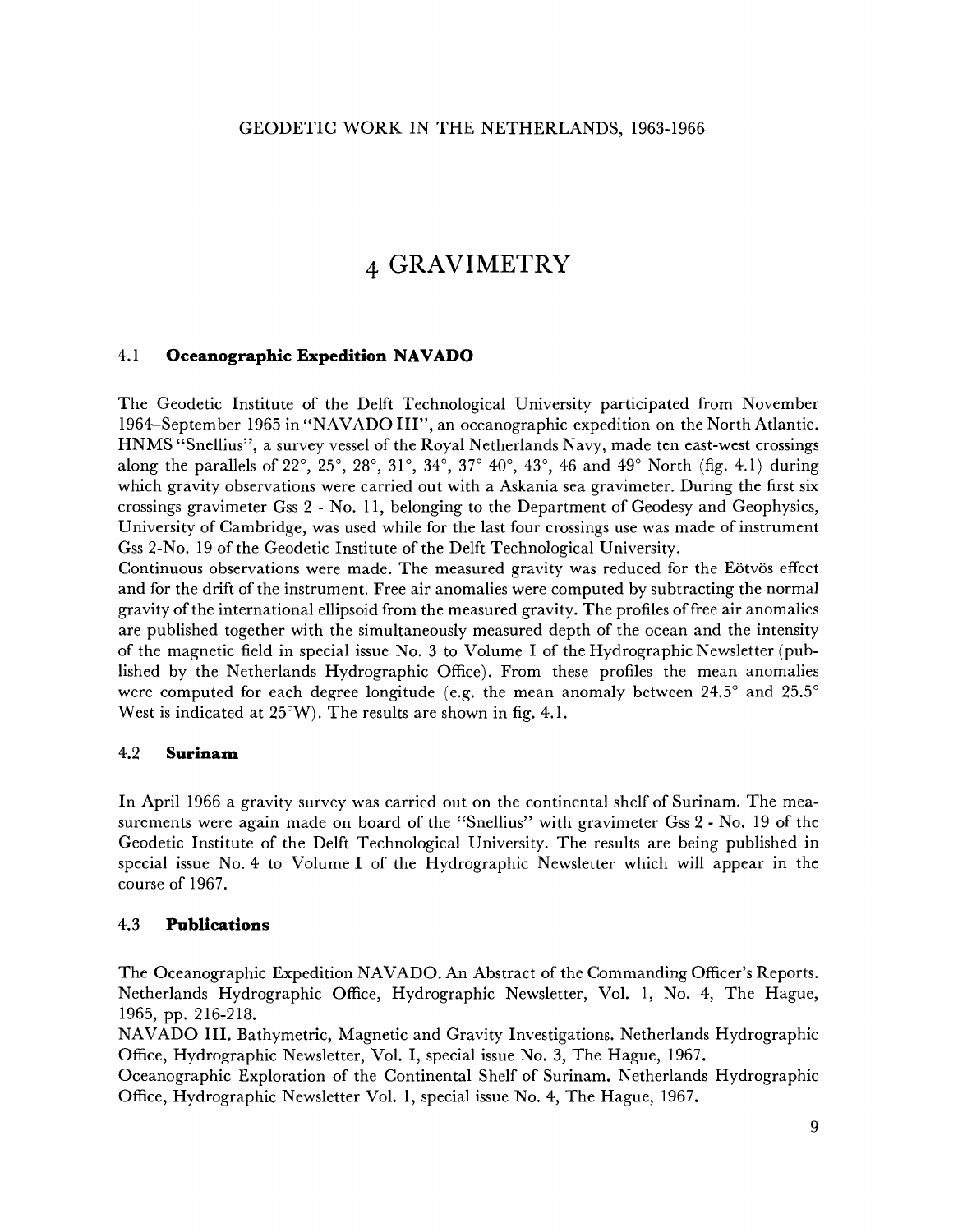# 4 GRAVIMETRY

## 4.1 Oceanographic Expedition NAVADO

The Geodetic Institute of the Delft Technological University participated from November 1964–September 1965 in "NAVADO III", an oceanographic expedition on the North Atlantic. HNMS "Snellius", a survey vessel of the Royal Netherlands Navy, made ten east-west crossings along the parallels of 22°, 25°, 28°, 31°, 34°, 37° 40°, 43°, 46 and 49° North (fig. 4.1) during which gravity observations were carried out with a Askania sea gravimeter. During the first six crossings gravimeter Gss 2 - No. 11, belonging to the Department of Geodesy and Geophysics, University of Cambridge, was used while for the last four crossings use was made of instrument Gss 2-No. 19 of the Geodetic Institute of the Delft Technological University.

Continuous observations were made. The measured gravity was reduced for the Eötvös effect and for the drift of the instrument. Free air anomalies were computed by subtracting the normal gravity of the international ellipsoid from the measured gravity. The profiles of free air anomalies are published together with the simultaneously measured depth of the ocean and the intensity of the magnetic field in special issue No. 3 to Volume I of the Hydrographic Newsletter (published by the Netherlands Hydrographic Office). From these profiles the mean anomalies were computed for each degree longitude (e.g. the mean anomaly between 24.5° and 25.5° West is indicated at 25°W). The results are shown in fig. 4.1.

## 4.2 Surinam

In April 1966 a gravity survey was carried out on the continental shelf of Surinam. The measurements were again made on board of the "Snellius" with gravimeter Gss 2 - No. 19 of the Geodetic Institute of the Delft Technological University. The results are being published in special issue No. 4 to Volume I of the Hydrographic Newsletter which will appear in the course of 1967.

## 4.3 Publications

The Oceanographic Expedition NAVADO. An Abstract of the Commanding Officer's Reports. Netherlands Hydrographic Office, Hydrographic Newsletter, Vol. 1, No. 4, The Hague, 1965, pp. 216-218.

NAVADO III. Bathymetric, Magnetic and Gravity Investigations. Netherlands Hydrographic Office, Hydrographic Newsletter, Vol. I, special issue No. 3, The Hague, 1967.

Oceanographic Exploration of the Continental Shelf of Surinam. Netherlands Hydrographic Office, Hydrographic Newsletter Vol. 1, special issue No. 4, The Hague, 1967.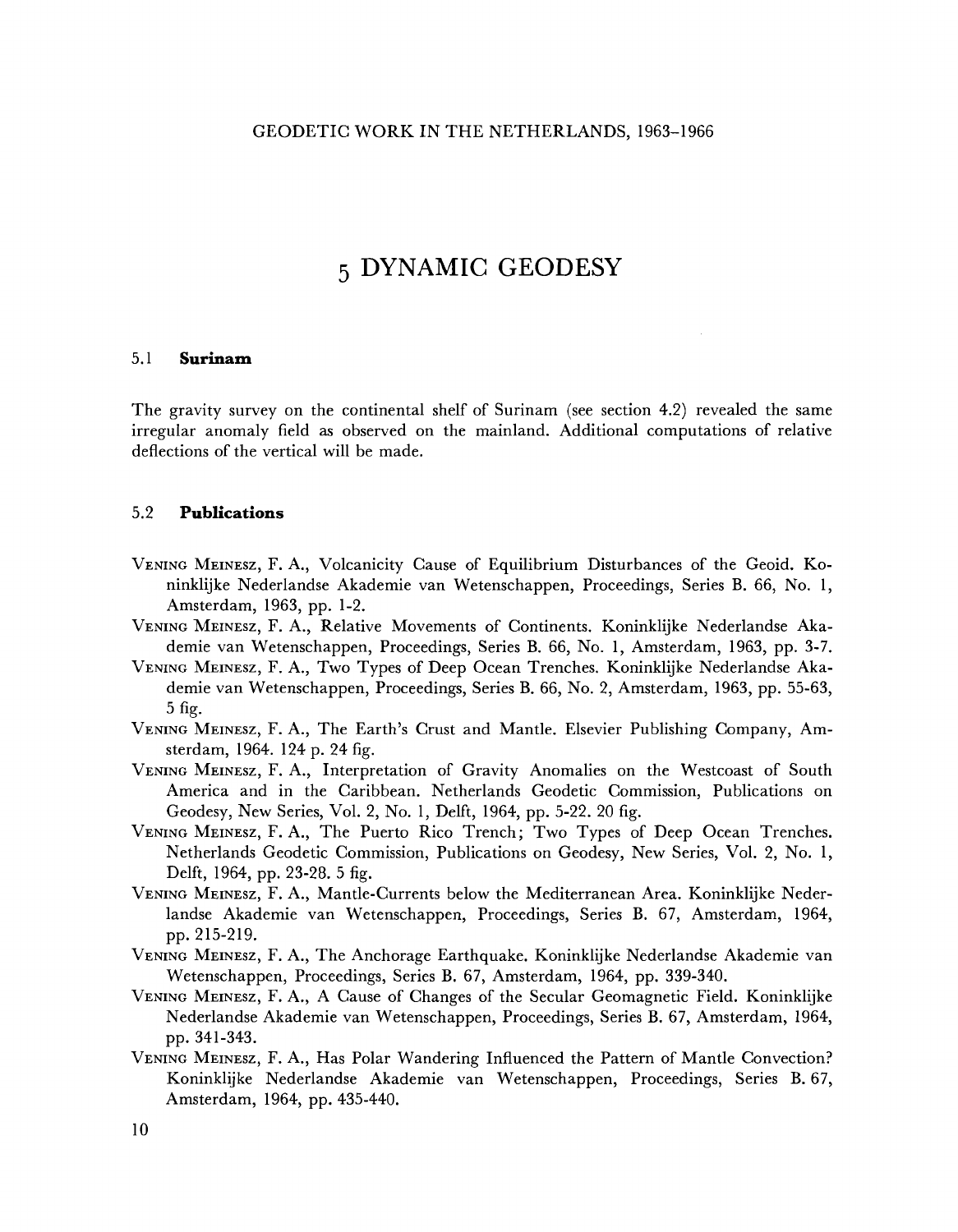# 5 DYNAMIC GEODESY

## 5.1 **Surinam**

The gravity survey on the continental shelf of Surinam (see section 4.2) revealed the same irregular anomaly field as observed on the mainland. Additional computations of relative deflections of the vertical will be made.

## 5.2 **Publications**

VENING MEINESZ, F. A., Volcanicity Cause of Equilibrium Disturbances of the Geoid. Koninklijke Nederlandse Akademie van Wetenschappen, Proceedings, Series B. 66, No. 1, Amsterdam, 1963, pp. 1-2.

VENING MEINESZ, F. A., Relative Movements of Continents. Koninklijke Nederlandse Akademie van Wetenschappen, Proceedings, Series B. 66, No. 1, Amsterdam, 1963, pp. 3-7.

VENING MEINESZ, F. A., Two Types of Deep Ocean Trenches. Koninklijke Nederlandse Akademie van Wetenschappen, Proceedings, Series B. 66, No. 2, Amsterdam, 1963, pp. 55-63, 5 fig.

VENING MEINESZ, F. A., The Earth's Crust and Mantle. Elsevier Publishing Company, Amsterdam, 1964. 124 p. 24 fig.

VENING MEINESZ, F. A., Interpretation of Gravity Anomalies on the Westcoast of South America and in the Caribbean. Netherlands Geodetic Commission, Publications on Geodesy, New Series, Vol. 2, No. 1, Delft, 1964, pp. 5-22. 20 fig.

VENING MEINESZ, F. A., The Puerto Rico Trench; Two Types of Deep Ocean Trenches. Netherlands Geodetic Commission, Publications on Geodesy, New Series, Vol. 2, No. 1, Delft, 1964, pp. 23-28. 5 fig.

VENING MEINESZ, F. A., Mantle-Currents below the Mediterranean Area. Koninklijke Nederlandse Akademie van Wetenschappen, Proceedings, Series B. 67, Amsterdam, 1964, pp. 215-219.

VENING MEINESZ, F. A., The Anchorage Earthquake. Koninklijke Nederlandse Akademie van Wetenschappen, Proceedings, Series B. 67, Amsterdam, 1964, pp. 339-340.

VENING MEINESZ, F. A., A Cause of Changes of the Secular Geomagnetic Field. Koninklijke Nederlandse Akademie van Wetenschappen, Proceedings, Series B. 67, Amsterdam, 1964, pp. 341-343.

VENING MEINESZ, F. A., Has Polar Wandering Influenced the Pattern of Mantle Convection? Koninklijke Nederlandse Akademie van Wetenschappen, Proceedings, Series B. 67, Amsterdam, 1964, pp. 435-440.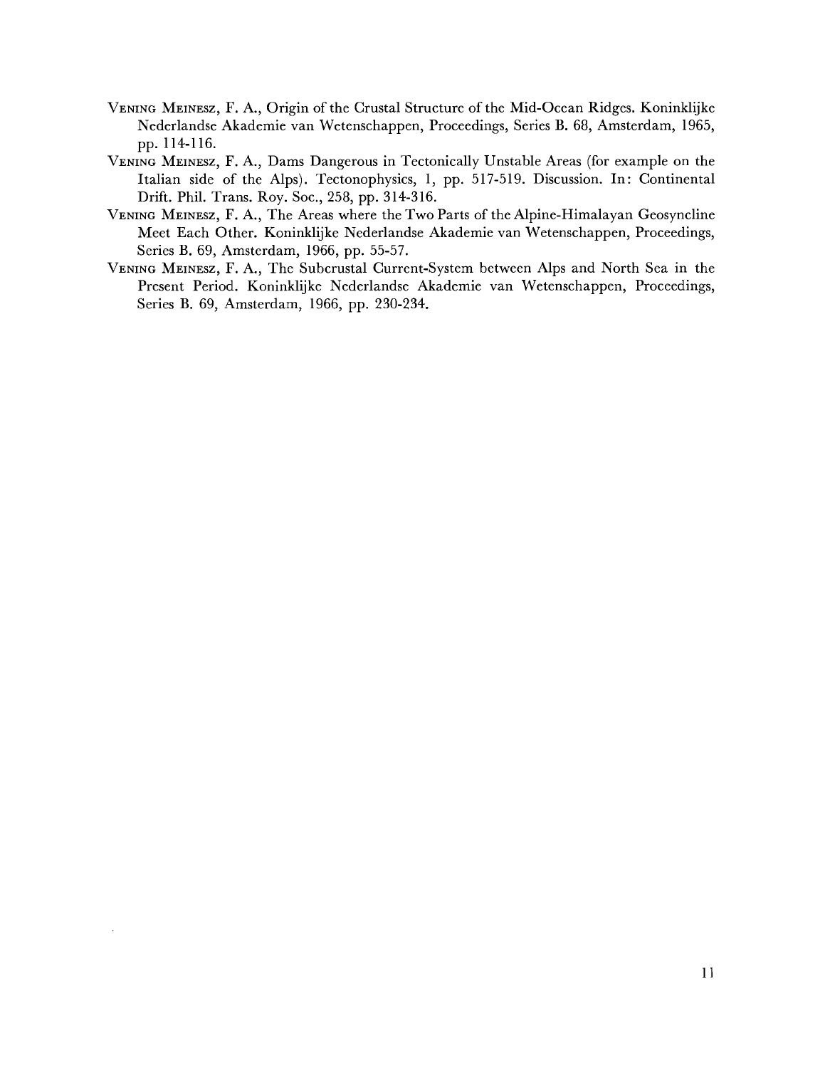Vening Meinesz, F. A., Origin of the Crustal Structure of the Mid-Ocean Ridges. Koninklijke Nederlandse Akademie van Wetenschappen, Proceedings, Series B. 68, Amsterdam, 1965, pp. 114-116.

Vening Meinesz, F. A., Dams Dangerous in Tectonically Unstable Areas (for example on the Italian side of the Alps). Tectonophysics, 1, pp. 517-519. Discussion. In: Continental Drift. Phil. Trans. Roy. Soc., 258, pp. 314-316.

Vening Meinesz, F. A., The Areas where the Two Parts of the Alpine-Himalayan Geosyncline Meet Each Other. Koninklijke Nederlandse Akademie van Wetenschappen, Proceedings, Series B. 69, Amsterdam, 1966, pp. 55-57.

Vening Meinesz, F. A., The Subcrustal Current-System between Alps and North Sea in the Present Period. Koninklijke Nederlandse Akademie van Wetenschappen, Proceedings, Series B. 69, Amsterdam, 1966, pp. 230-234.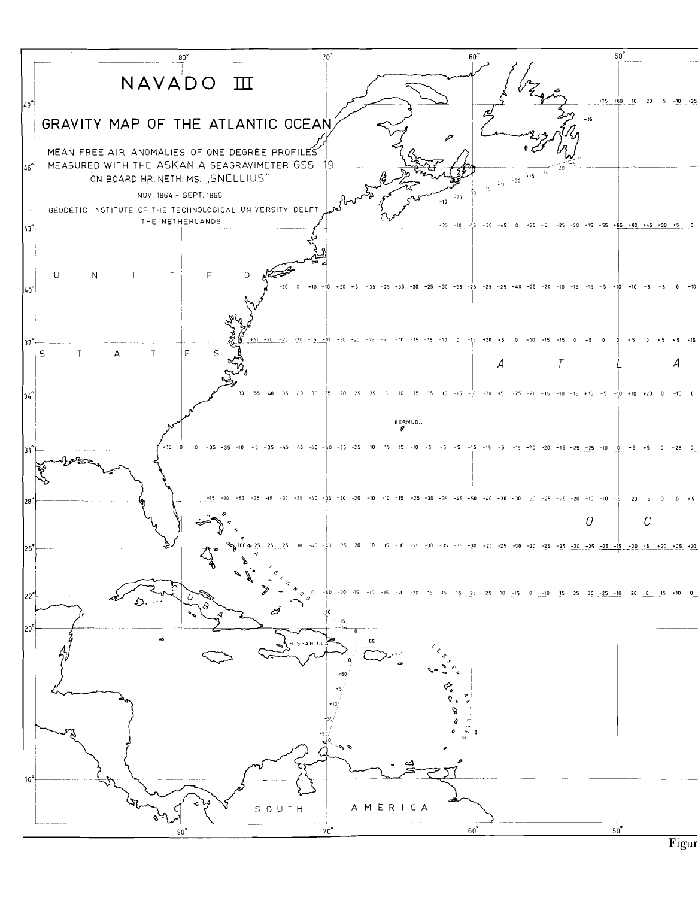# NAVADO III

## GRAVITY MAP OF THE ATLANTIC OCEAN

MEAN FREE AIR ANOMALIES OF ONE DEGREE PROFILES MEASURED WITH THE ASKANIA SEAGRAVIMETER GSS-19 ON BOARD HR. NETH. MS. „SNELLIUS"

NOV. 1964 - SEPT. 1965

GEODETIC INSTITUTE OF THE TECHNOLOGICAL UNIVERSITY DELFT THE NETHERLANDS

UNITED STATES

ATLANTIC OCEAN

BERMUDA

BAHAMA ISLANDS

CUBA

HISPANIOLA

LESSER ANTILLES

SOUTH AMERICA

Figur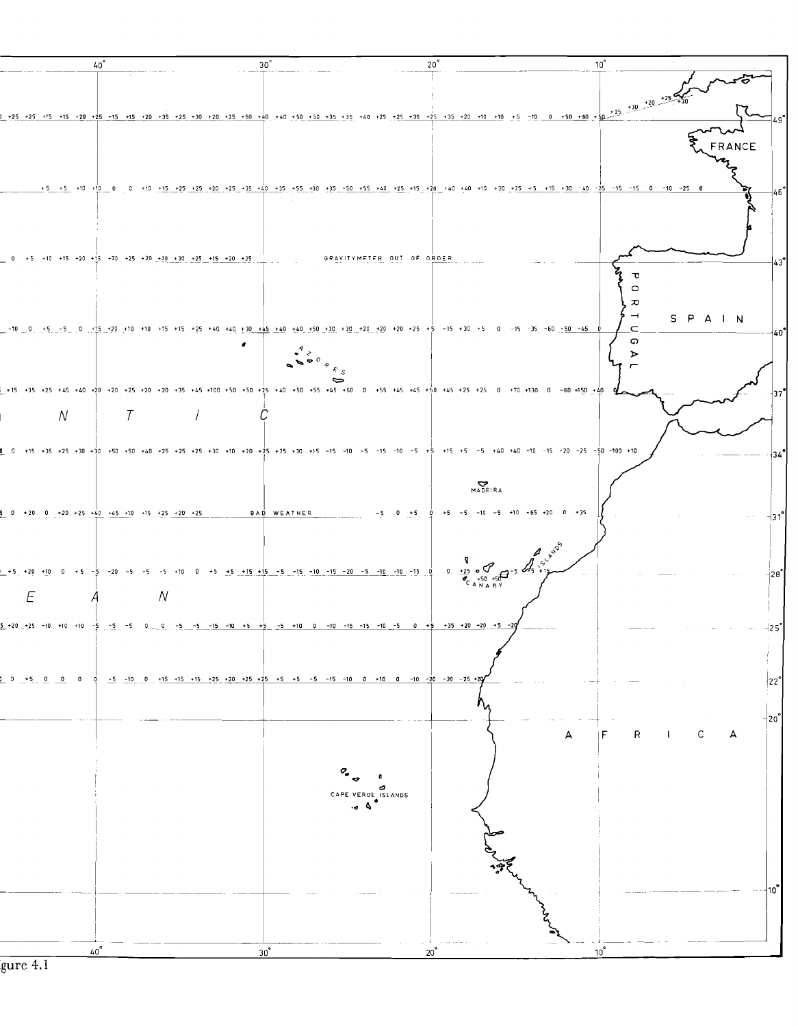40°

30°

20°

10°

49°

FRANCE

46°

43°

GRAVITYMETER OUT OF ORDER

PORTUGAL

SPAIN

40°

AZORES

37°

N T I C

34°

MADEIRA

31°

BAD WEATHER

28°

CANARY ISLANDS

E A N

25°

22°

20°

AFRICA

CAPE VERDE ISLANDS

10°

40°

30°

20°

10°

Figure 4.1